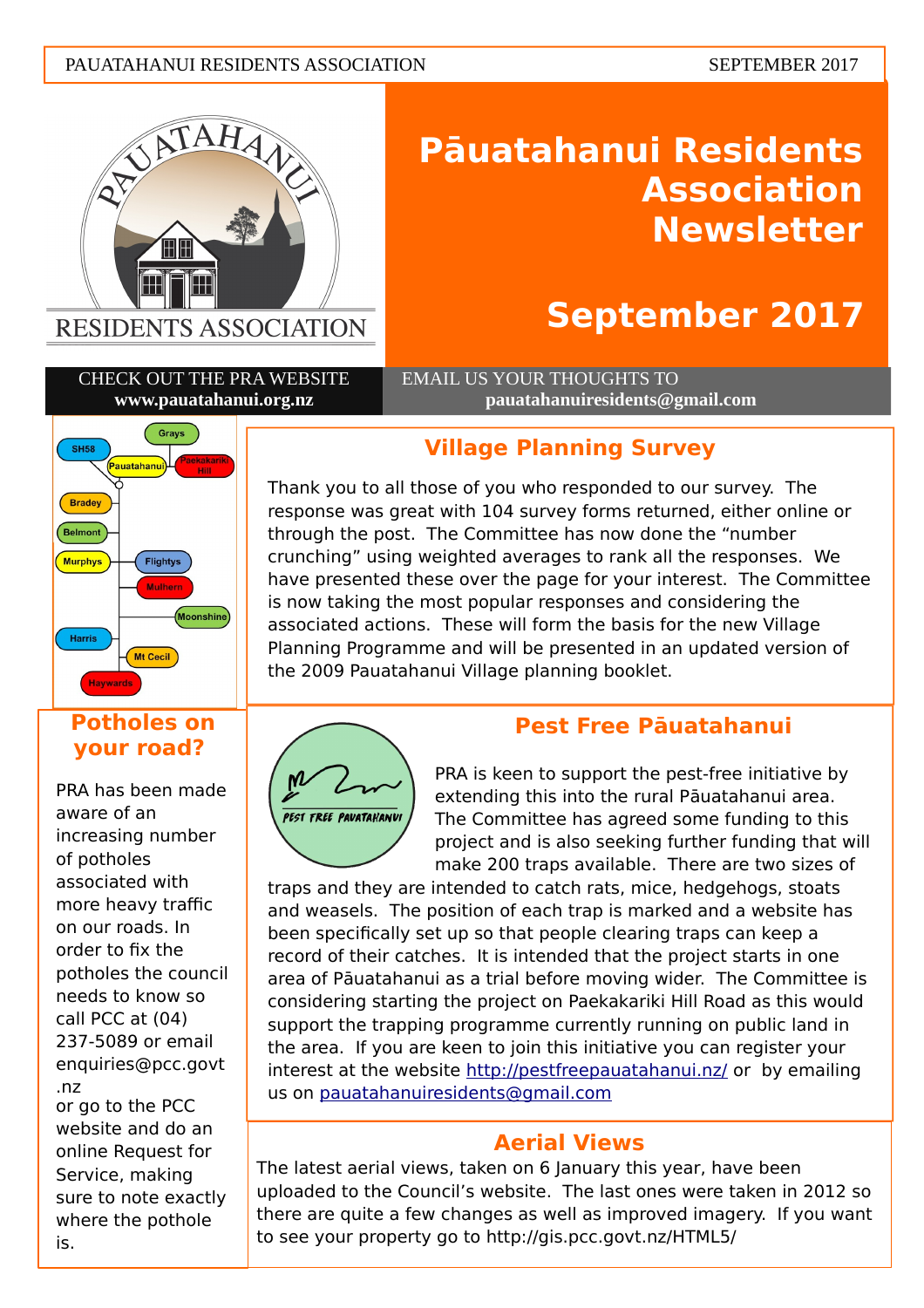PAUATAHANUI RESIDENTS ASSOCIATION — SEPTEMBER 2017

# Pāuatahanui Residents Association Newsletter

## September 2017

CHECK OUT THE PRA WEBSITE **www.pauatahanui.org.nz**

EMAIL US YOUR THOUGHTS TO **pauatahanuiresidents@gmail.com**

Grays, SH58, Pauatahanui, Paekakariki Hill, Bradey, Belmont, Murphys, Flightys, Mulhern, Moonshine, Harris, Mt Cecil, Haywards

## Village Planning Survey

Thank you to all those of you who responded to our survey. The response was great with 104 survey forms returned, either online or through the post. The Committee has now done the "number crunching" using weighted averages to rank all the responses. We have presented these over the page for your interest. The Committee is now taking the most popular responses and considering the associated actions. These will form the basis for the new Village Planning Programme and will be presented in an updated version of the 2009 Pauatahanui Village planning booklet.

## Pest Free Pāuatahanui

PEST FREE PAUATAHANUI

PRA is keen to support the pest-free initiative by extending this into the rural Pāuatahanui area. The Committee has agreed some funding to this project and is also seeking further funding that will make 200 traps available. There are two sizes of traps and they are intended to catch rats, mice, hedgehogs, stoats and weasels. The position of each trap is marked and a website has been specifically set up so that people clearing traps can keep a record of their catches. It is intended that the project starts in one area of Pāuatahanui as a trial before moving wider. The Committee is considering starting the project on Paekakariki Hill Road as this would support the trapping programme currently running on public land in the area. If you are keen to join this initiative you can register your interest at the website http://pestfreepauatahanui.nz/ or by emailing us on pauatahanuiresidents@gmail.com

## Potholes on your road?

PRA has been made aware of an increasing number of potholes associated with more heavy traffic on our roads. In order to fix the potholes the council needs to know so call PCC at (04) 237-5089 or email enquiries@pcc.govt.nz or go to the PCC website and do an online Request for Service, making sure to note exactly where the pothole is.

## Aerial Views

The latest aerial views, taken on 6 January this year, have been uploaded to the Council's website. The last ones were taken in 2012 so there are quite a few changes as well as improved imagery. If you want to see your property go to http://gis.pcc.govt.nz/HTML5/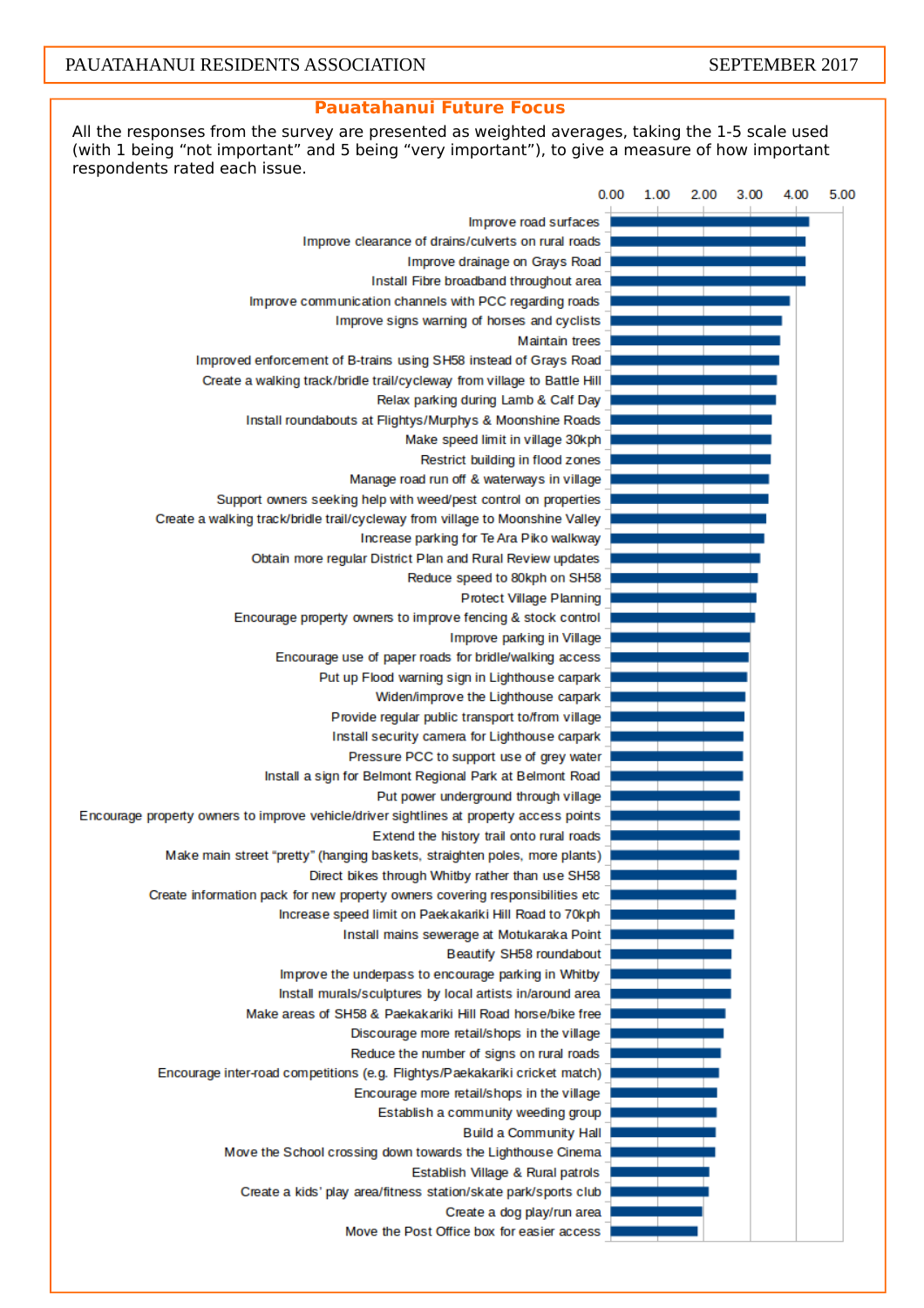## Pauatahanui Future Focus

All the responses from the survey are presented as weighted averages, taking the 1-5 scale used (with 1 being "not important" and 5 being "very important"), to give a measure of how important respondents rated each issue.

0.00 1.00 2.00 3.00 4.00 5.00

Improve road surfaces
Improve clearance of drains/culverts on rural roads
Improve drainage on Grays Road
Install Fibre broadband throughout area
Improve communication channels with PCC regarding roads
Improve signs warning of horses and cyclists
Maintain trees
Improved enforcement of B-trains using SH58 instead of Grays Road
Create a walking track/bridle trail/cycleway from village to Battle Hill
Relax parking during Lamb & Calf Day
Install roundabouts at Flightys/Murphys & Moonshine Roads
Make speed limit in village 30kph
Restrict building in flood zones
Manage road run off & waterways in village
Support owners seeking help with weed/pest control on properties
Create a walking track/bridle trail/cycleway from village to Moonshine Valley
Increase parking for Te Ara Piko walkway
Obtain more regular District Plan and Rural Review updates
Reduce speed to 80kph on SH58
Protect Village Planning
Encourage property owners to improve fencing & stock control
Improve parking in Village
Encourage use of paper roads for bridle/walking access
Put up Flood warning sign in Lighthouse carpark
Widen/improve the Lighthouse carpark
Provide regular public transport to/from village
Install security camera for Lighthouse carpark
Pressure PCC to support use of grey water
Install a sign for Belmont Regional Park at Belmont Road
Put power underground through village
Encourage property owners to improve vehicle/driver sightlines at property access points
Extend the history trail onto rural roads
Make main street "pretty" (hanging baskets, straighten poles, more plants)
Direct bikes through Whitby rather than use SH58
Create information pack for new property owners covering responsibilities etc
Increase speed limit on Paekakariki Hill Road to 70kph
Install mains sewerage at Motukaraka Point
Beautify SH58 roundabout
Improve the underpass to encourage parking in Whitby
Install murals/sculptures by local artists in/around area
Make areas of SH58 & Paekakariki Hill Road horse/bike free
Discourage more retail/shops in the village
Reduce the number of signs on rural roads
Encourage inter-road competitions (e.g. Flightys/Paekakariki cricket match)
Encourage more retail/shops in the village
Establish a community weeding group
Build a Community Hall
Move the School crossing down towards the Lighthouse Cinema
Establish Village & Rural patrols
Create a kids' play area/fitness station/skate park/sports club
Create a dog play/run area
Move the Post Office box for easier access